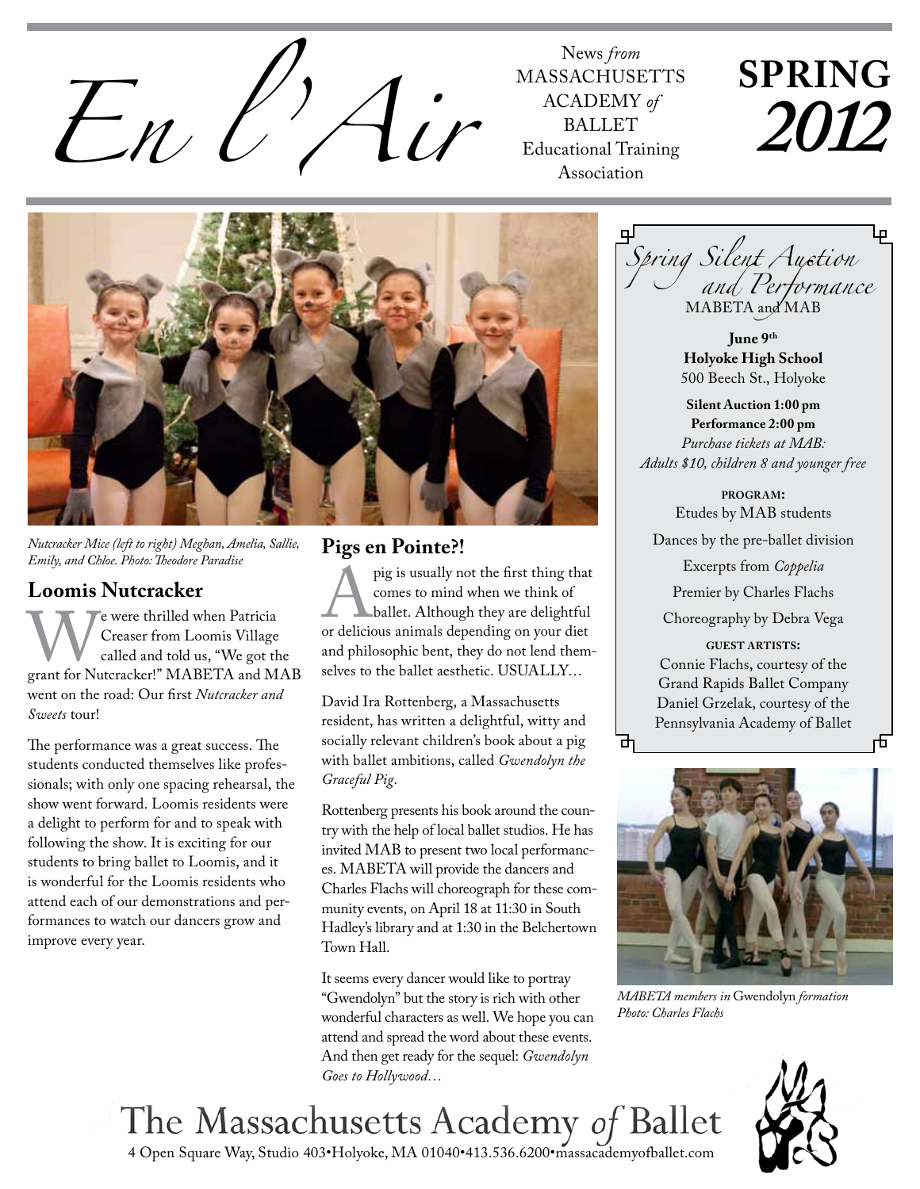# En l'Air

News *from* MASSACHUSETTS ACADEMY *of* BALLET Educational Training Association

**SPRING *2012***

*Nutcracker Mice (left to right) Meghan, Amelia, Sallie, Emily, and Chloe. Photo: Theodore Paradise*

## Loomis Nutcracker

We were thrilled when Patricia Creaser from Loomis Village called and told us, "We got the grant for Nutcracker!" MABETA and MAB went on the road: Our first *Nutcracker and Sweets* tour!

The performance was a great success. The students conducted themselves like professionals; with only one spacing rehearsal, the show went forward. Loomis residents were a delight to perform for and to speak with following the show. It is exciting for our students to bring ballet to Loomis, and it is wonderful for the Loomis residents who attend each of our demonstrations and performances to watch our dancers grow and improve every year.

## Pigs en Pointe?!

A pig is usually not the first thing that comes to mind when we think of ballet. Although they are delightful or delicious animals depending on your diet and philosophic bent, they do not lend themselves to the ballet aesthetic. USUALLY…

David Ira Rottenberg, a Massachusetts resident, has written a delightful, witty and socially relevant children's book about a pig with ballet ambitions, called *Gwendolyn the Graceful Pig*.

Rottenberg presents his book around the country with the help of local ballet studios. He has invited MAB to present two local performances. MABETA will provide the dancers and Charles Flachs will choreograph for these community events, on April 18 at 11:30 in South Hadley's library and at 1:30 in the Belchertown Town Hall.

It seems every dancer would like to portray "Gwendolyn" but the story is rich with other wonderful characters as well. We hope you can attend and spread the word about these events. And then get ready for the sequel: *Gwendolyn Goes to Hollywood…*

## *Spring Silent Auction and Performance*

MABETA and MAB

**June 9th**
**Holyoke High School**
500 Beech St., Holyoke

**Silent Auction 1:00 pm**
**Performance 2:00 pm**
*Purchase tickets at MAB:*
*Adults $10, children 8 and younger free*

**PROGRAM:**

Etudes by MAB students

Dances by the pre-ballet division

Excerpts from *Coppelia*

Premier by Charles Flachs

Choreography by Debra Vega

**GUEST ARTISTS:**

Connie Flachs, courtesy of the Grand Rapids Ballet Company

Daniel Grzelak, courtesy of the Pennsylvania Academy of Ballet

*MABETA members in* Gwendolyn *formation*
*Photo: Charles Flachs*

The Massachusetts Academy *of* Ballet

4 Open Square Way, Studio 403•Holyoke, MA 01040•413.536.6200•massacademyofballet.com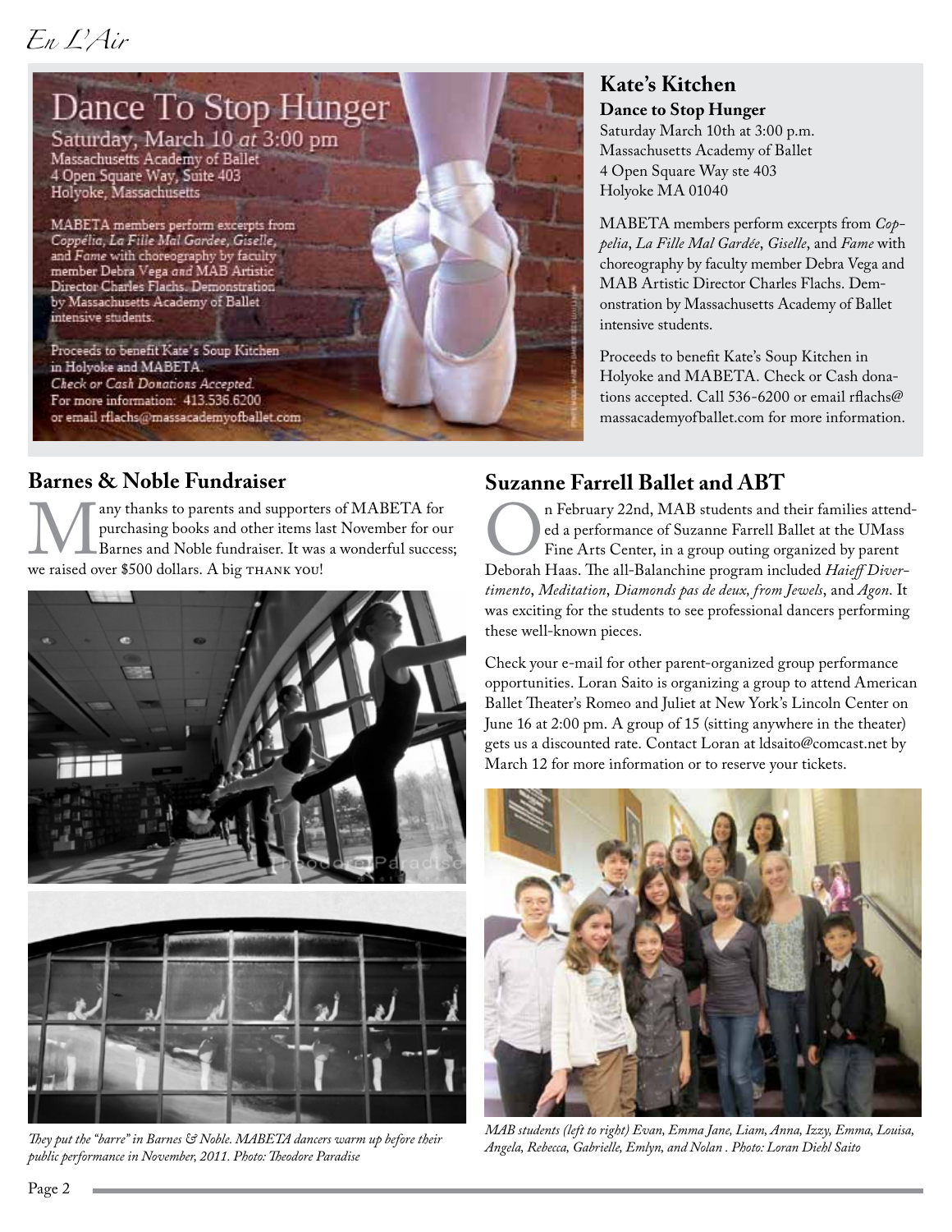*En L'Air*

Dance To Stop Hunger

Saturday, March 10 *at* 3:00 pm
Massachusetts Academy of Ballet
4 Open Square Way, Suite 403
Holyoke, Massachusetts

MABETA members perform excerpts from *Coppélia*, *La Fille Mal Gardee*, *Giselle*, and *Fame* with choreography by faculty member Debra Vega *and* MAB Artistic Director Charles Flachs. Demonstration by Massachusetts Academy of Ballet intensive students.

Proceeds to benefit Kate's Soup Kitchen in Holyoke and MABETA.
*Check or Cash Donations Accepted.*
For more information: 413.536.6200
or email rflachs@massacademyofballet.com

## Kate's Kitchen

**Dance to Stop Hunger**

Saturday March 10th at 3:00 p.m.
Massachusetts Academy of Ballet
4 Open Square Way ste 403
Holyoke MA 01040

MABETA members perform excerpts from *Coppelia*, *La Fille Mal Gardée*, *Giselle*, and *Fame* with choreography by faculty member Debra Vega and MAB Artistic Director Charles Flachs. Demonstration by Massachusetts Academy of Ballet intensive students.

Proceeds to benefit Kate's Soup Kitchen in Holyoke and MABETA. Check or Cash donations accepted. Call 536-6200 or email rflachs@massacademyofballet.com for more information.

## Barnes & Noble Fundraiser

Many thanks to parents and supporters of MABETA for purchasing books and other items last November for our Barnes and Noble fundraiser. It was a wonderful success; we raised over $500 dollars. A big THANK YOU!

*They put the "barre" in Barnes & Noble. MABETA dancers warm up before their public performance in November, 2011. Photo: Theodore Paradise*

## Suzanne Farrell Ballet and ABT

On February 22nd, MAB students and their families attended a performance of Suzanne Farrell Ballet at the UMass Fine Arts Center, in a group outing organized by parent Deborah Haas. The all-Balanchine program included *Haieff Divertimento*, *Meditation*, *Diamonds pas de deux, from Jewels*, and *Agon*. It was exciting for the students to see professional dancers performing these well-known pieces.

Check your e-mail for other parent-organized group performance opportunities. Loran Saito is organizing a group to attend American Ballet Theater's Romeo and Juliet at New York's Lincoln Center on June 16 at 2:00 pm. A group of 15 (sitting anywhere in the theater) gets us a discounted rate. Contact Loran at ldsaito@comcast.net by March 12 for more information or to reserve your tickets.

*MAB students (left to right) Evan, Emma Jane, Liam, Anna, Izzy, Emma, Louisa, Angela, Rebecca, Gabrielle, Emlyn, and Nolan . Photo: Loran Diehl Saito*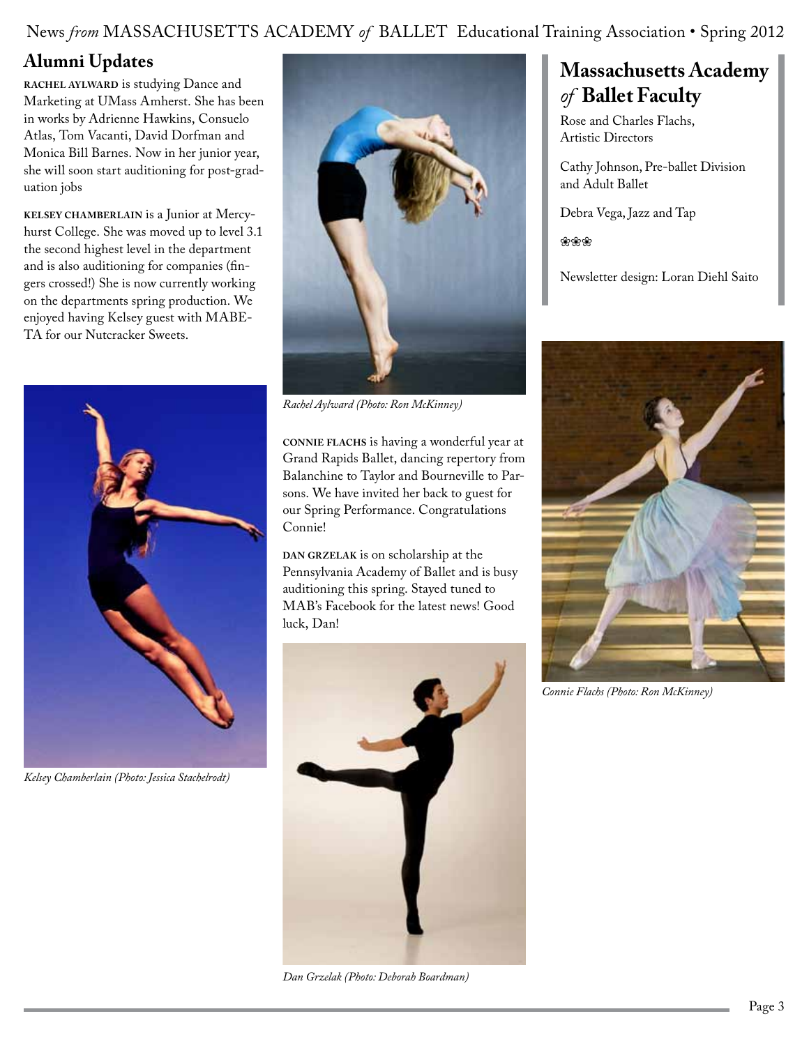## Alumni Updates

**RACHEL AYLWARD** is studying Dance and Marketing at UMass Amherst. She has been in works by Adrienne Hawkins, Consuelo Atlas, Tom Vacanti, David Dorfman and Monica Bill Barnes. Now in her junior year, she will soon start auditioning for post-graduation jobs

**KELSEY CHAMBERLAIN** is a Junior at Mercyhurst College. She was moved up to level 3.1 the second highest level in the department and is also auditioning for companies (fingers crossed!) She is now currently working on the departments spring production. We enjoyed having Kelsey guest with MABETA for our Nutcracker Sweets.

*Kelsey Chamberlain (Photo: Jessica Stachelrodt)*

*Rachel Aylward (Photo: Ron McKinney)*

**CONNIE FLACHS** is having a wonderful year at Grand Rapids Ballet, dancing repertory from Balanchine to Taylor and Bourneville to Parsons. We have invited her back to guest for our Spring Performance. Congratulations Connie!

**DAN GRZELAK** is on scholarship at the Pennsylvania Academy of Ballet and is busy auditioning this spring. Stayed tuned to MAB's Facebook for the latest news! Good luck, Dan!

*Dan Grzelak (Photo: Deborah Boardman)*

## Massachusetts Academy *of* Ballet Faculty

Rose and Charles Flachs, Artistic Directors

Cathy Johnson, Pre-ballet Division and Adult Ballet

Debra Vega, Jazz and Tap

❀❀❀

Newsletter design: Loran Diehl Saito

*Connie Flachs (Photo: Ron McKinney)*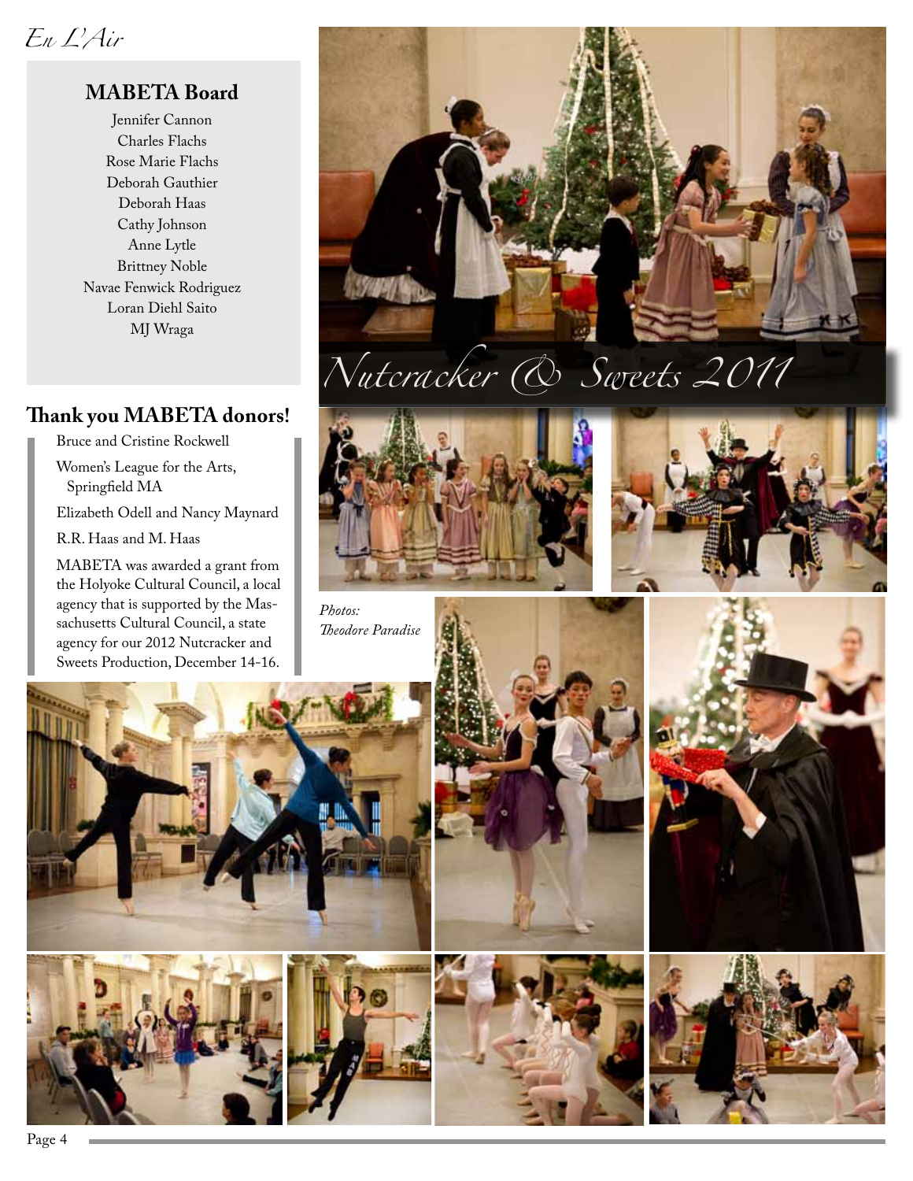## MABETA Board

Jennifer Cannon
Charles Flachs
Rose Marie Flachs
Deborah Gauthier
Deborah Haas
Cathy Johnson
Anne Lytle
Brittney Noble
Navae Fenwick Rodriguez
Loran Diehl Saito
MJ Wraga

## Thank you MABETA donors!

Bruce and Cristine Rockwell

Women's League for the Arts, Springfield MA

Elizabeth Odell and Nancy Maynard

R.R. Haas and M. Haas

MABETA was awarded a grant from the Holyoke Cultural Council, a local agency that is supported by the Massachusetts Cultural Council, a state agency for our 2012 Nutcracker and Sweets Production, December 14-16.

# *Nutcracker & Sweets 2011*

*Photos: Theodore Paradise*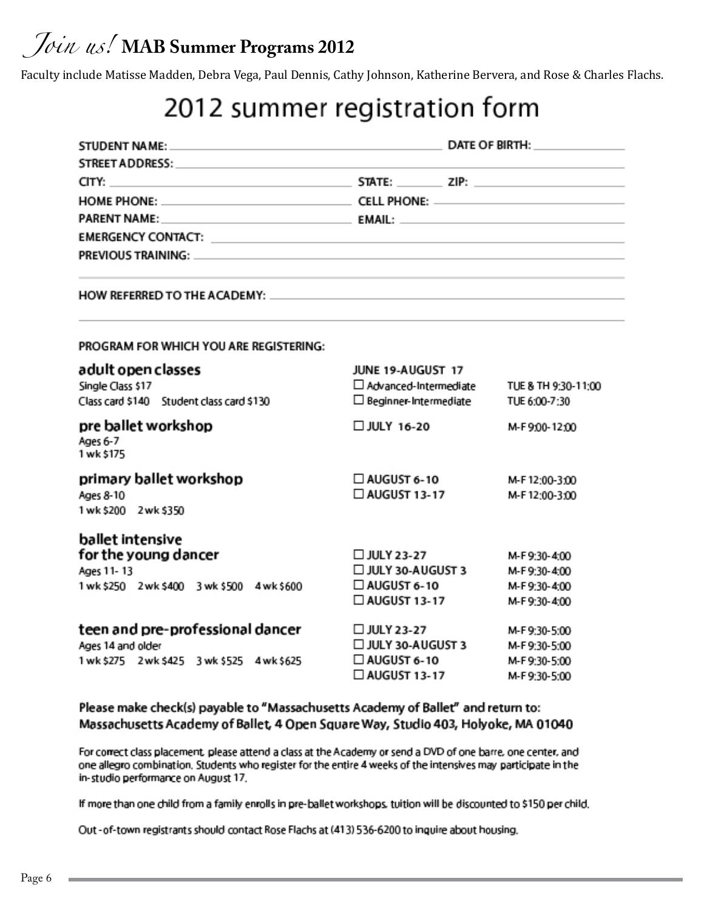# *Join us!* MAB Summer Programs 2012

Faculty include Matisse Madden, Debra Vega, Paul Dennis, Cathy Johnson, Katherine Bervera, and Rose & Charles Flachs.

## 2012 summer registration form

STUDENT NAME: ______________________ DATE OF BIRTH: ____________

STREET ADDRESS: ______________________

CITY: ______________________ STATE: ________ ZIP: ____________

HOME PHONE: ______________________ CELL PHONE: ____________

PARENT NAME: ______________________ EMAIL: ____________

EMERGENCY CONTACT: ______________________

PREVIOUS TRAINING: ______________________

HOW REFERRED TO THE ACADEMY: ______________________

PROGRAM FOR WHICH YOU ARE REGISTERING:

| | | |
|---|---|---|
| **adult open classes**<br>Single Class $17<br>Class card $140 Student class card $130 | JUNE 19-AUGUST 17<br>☐ Advanced-Intermediate<br>☐ Beginner-Intermediate | <br>TUE & TH 9:30-11:00<br>TUE 6:00-7:30 |
| **pre ballet workshop**<br>Ages 6-7<br>1 wk $175 | ☐ JULY 16-20 | M-F 9:00-12:00 |
| **primary ballet workshop**<br>Ages 8-10<br>1 wk $200 2 wk $350 | ☐ AUGUST 6-10<br>☐ AUGUST 13-17 | M-F 12:00-3:00<br>M-F 12:00-3:00 |
| **ballet intensive for the young dancer**<br>Ages 11-13<br>1 wk $250 2 wk $400 3 wk $500 4 wk $600 | ☐ JULY 23-27<br>☐ JULY 30-AUGUST 3<br>☐ AUGUST 6-10<br>☐ AUGUST 13-17 | M-F 9:30-4:00<br>M-F 9:30-4:00<br>M-F 9:30-4:00<br>M-F 9:30-4:00 |
| **teen and pre-professional dancer**<br>Ages 14 and older<br>1 wk $275 2 wk $425 3 wk $525 4 wk $625 | ☐ JULY 23-27<br>☐ JULY 30-AUGUST 3<br>☐ AUGUST 6-10<br>☐ AUGUST 13-17 | M-F 9:30-5:00<br>M-F 9:30-5:00<br>M-F 9:30-5:00<br>M-F 9:30-5:00 |

**Please make check(s) payable to "Massachusetts Academy of Ballet" and return to: Massachusetts Academy of Ballet, 4 Open Square Way, Studio 403, Holyoke, MA 01040**

For correct class placement, please attend a class at the Academy or send a DVD of one barre, one center, and one allegro combination. Students who register for the entire 4 weeks of the intensives may participate in the in-studio performance on August 17.

If more than one child from a family enrolls in pre-ballet workshops, tuition will be discounted to $150 per child.

Out-of-town registrants should contact Rose Flachs at (413) 536-6200 to inquire about housing.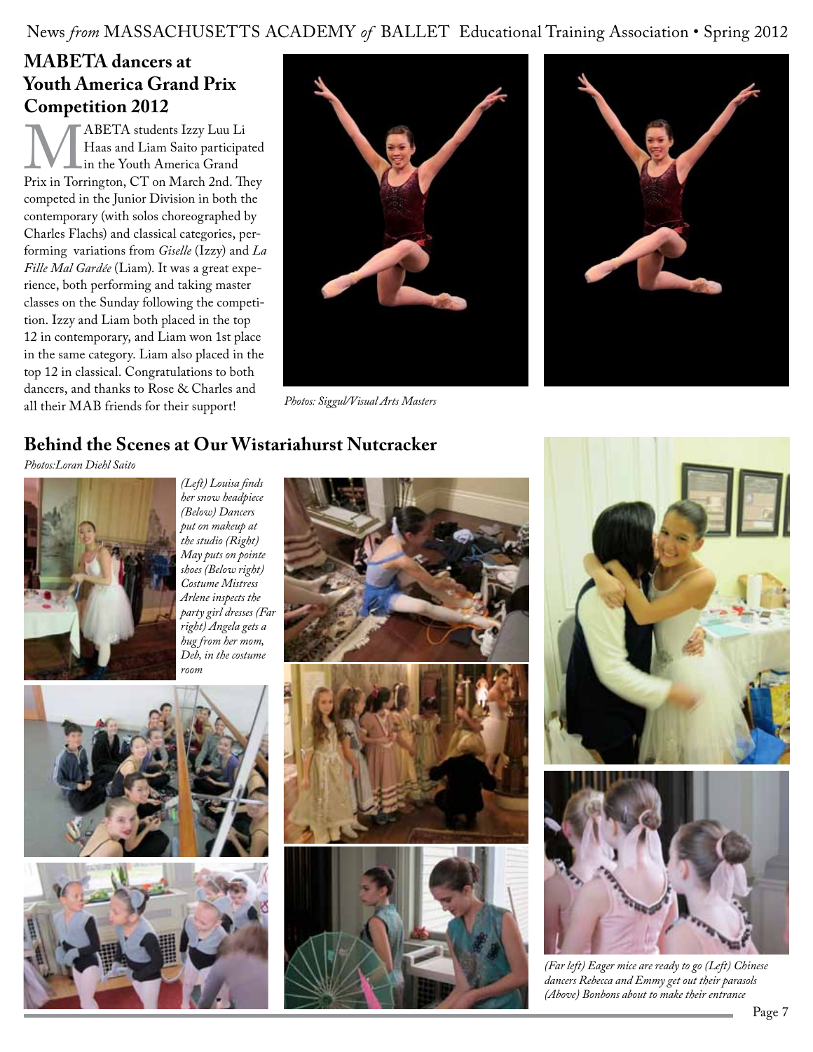## MABETA dancers at Youth America Grand Prix Competition 2012

MABETA students Izzy Luu Li Haas and Liam Saito participated in the Youth America Grand Prix in Torrington, CT on March 2nd. They competed in the Junior Division in both the contemporary (with solos choreographed by Charles Flachs) and classical categories, performing variations from *Giselle* (Izzy) and *La Fille Mal Gardée* (Liam). It was a great experience, both performing and taking master classes on the Sunday following the competition. Izzy and Liam both placed in the top 12 in contemporary, and Liam won 1st place in the same category. Liam also placed in the top 12 in classical. Congratulations to both dancers, and thanks to Rose & Charles and all their MAB friends for their support!

*Photos: Siggul/Visual Arts Masters*

## Behind the Scenes at Our Wistariahurst Nutcracker

*Photos:Loran Diehl Saito*

*(Left) Louisa finds her snow headpiece (Below) Dancers put on makeup at the studio (Right) May puts on pointe shoes (Below right) Costume Mistress Arlene inspects the party girl dresses (Far right) Angela gets a hug from her mom, Deb, in the costume room*

*(Far left) Eager mice are ready to go (Left) Chinese dancers Rebecca and Emmy get out their parasols (Above) Bonbons about to make their entrance*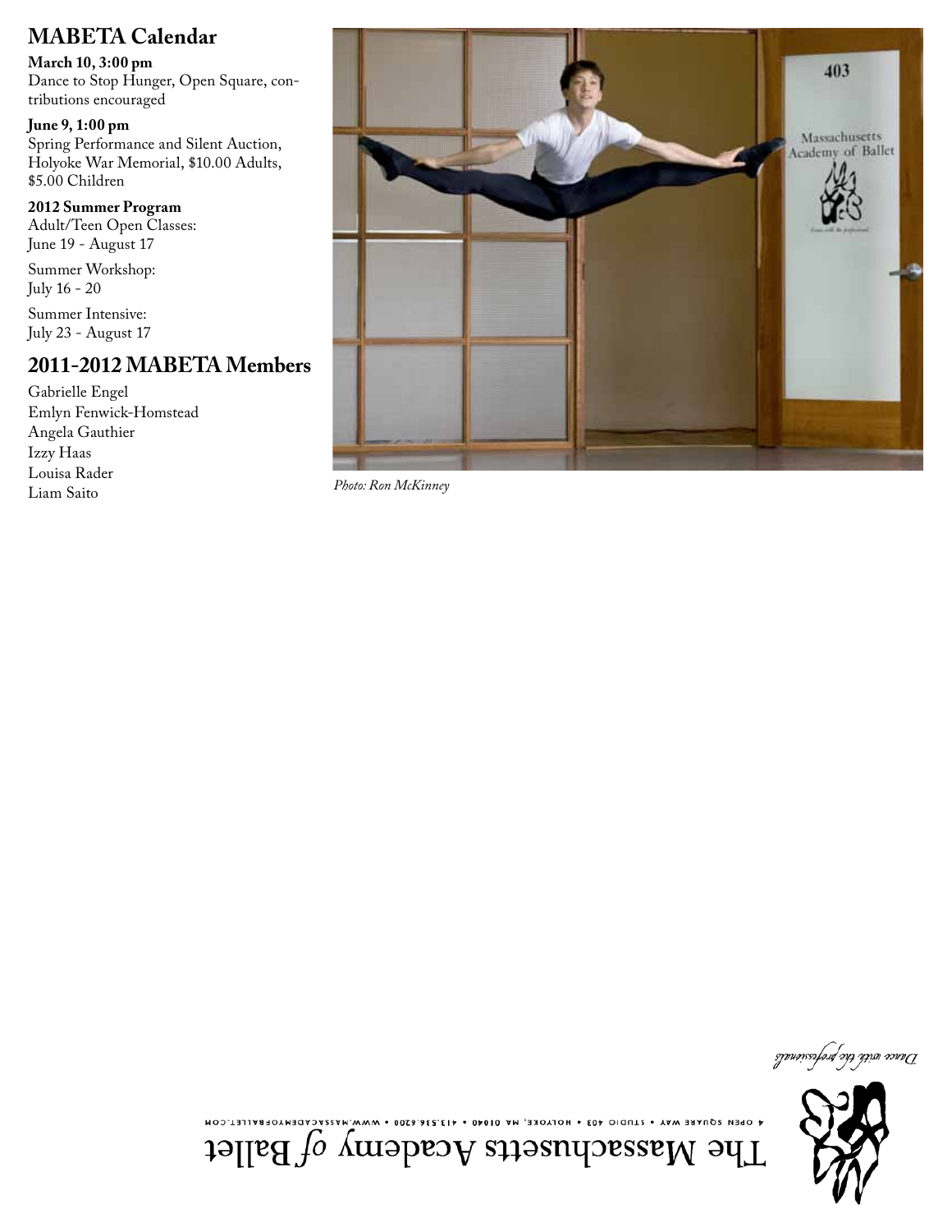## MABETA Calendar

**March 10, 3:00 pm**
Dance to Stop Hunger, Open Square, contributions encouraged

**June 9, 1:00 pm**
Spring Performance and Silent Auction, Holyoke War Memorial, $10.00 Adults, $5.00 Children

**2012 Summer Program**
Adult/Teen Open Classes:
June 19 - August 17

Summer Workshop:
July 16 - 20

Summer Intensive:
July 23 - August 17

## 2011-2012 MABETA Members

Gabrielle Engel
Emlyn Fenwick-Homstead
Angela Gauthier
Izzy Haas
Louisa Rader
Liam Saito

*Photo: Ron McKinney*

The Massachusetts Academy *of* Ballet

4 OPEN SQUARE WAY • STUDIO 403 • HOLYOKE, MA 01040 • 413.536.6200 • WWW.MASSACADEMYOFBALLET.COM

*Dance with the professionals*